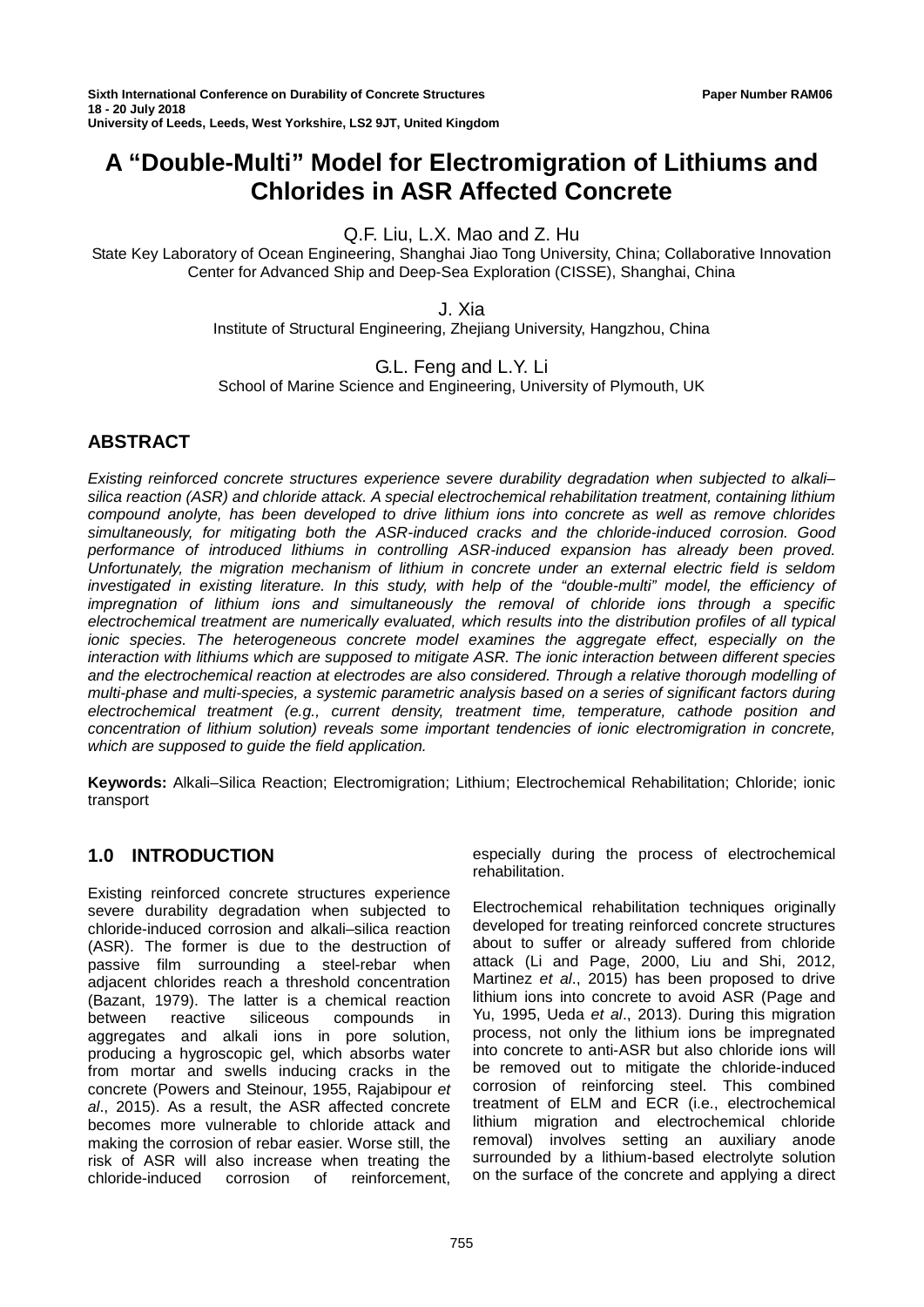# A "Double-Multi" Model for Electromigration of Lithiums and Chlorides in ASR Affected Concrete

Q.F. Liu, L.X. Mao and Z. Hu
State Key Laboratory of Ocean Engineering, Shanghai Jiao Tong University, China; Collaborative Innovation Center for Advanced Ship and Deep-Sea Exploration (CISSE), Shanghai, China

J. Xia
Institute of Structural Engineering, Zhejiang University, Hangzhou, China

G.L. Feng and L.Y. Li
School of Marine Science and Engineering, University of Plymouth, UK

## ABSTRACT

*Existing reinforced concrete structures experience severe durability degradation when subjected to alkali–silica reaction (ASR) and chloride attack. A special electrochemical rehabilitation treatment, containing lithium compound anolyte, has been developed to drive lithium ions into concrete as well as remove chlorides simultaneously, for mitigating both the ASR-induced cracks and the chloride-induced corrosion. Good performance of introduced lithiums in controlling ASR-induced expansion has already been proved. Unfortunately, the migration mechanism of lithium in concrete under an external electric field is seldom investigated in existing literature. In this study, with help of the "double-multi" model, the efficiency of impregnation of lithium ions and simultaneously the removal of chloride ions through a specific electrochemical treatment are numerically evaluated, which results into the distribution profiles of all typical ionic species. The heterogeneous concrete model examines the aggregate effect, especially on the interaction with lithiums which are supposed to mitigate ASR. The ionic interaction between different species and the electrochemical reaction at electrodes are also considered. Through a relative thorough modelling of multi-phase and multi-species, a systemic parametric analysis based on a series of significant factors during electrochemical treatment (e.g., current density, treatment time, temperature, cathode position and concentration of lithium solution) reveals some important tendencies of ionic electromigration in concrete, which are supposed to guide the field application.*

**Keywords:** Alkali–Silica Reaction; Electromigration; Lithium; Electrochemical Rehabilitation; Chloride; ionic transport

## 1.0 INTRODUCTION

Existing reinforced concrete structures experience severe durability degradation when subjected to chloride-induced corrosion and alkali–silica reaction (ASR). The former is due to the destruction of passive film surrounding a steel-rebar when adjacent chlorides reach a threshold concentration (Bazant, 1979). The latter is a chemical reaction between reactive siliceous compounds in aggregates and alkali ions in pore solution, producing a hygroscopic gel, which absorbs water from mortar and swells inducing cracks in the concrete (Powers and Steinour, 1955, Rajabipour *et al*., 2015). As a result, the ASR affected concrete becomes more vulnerable to chloride attack and making the corrosion of rebar easier. Worse still, the risk of ASR will also increase when treating the chloride-induced corrosion of reinforcement, especially during the process of electrochemical rehabilitation.

Electrochemical rehabilitation techniques originally developed for treating reinforced concrete structures about to suffer or already suffered from chloride attack (Li and Page, 2000, Liu and Shi, 2012, Martinez *et al*., 2015) has been proposed to drive lithium ions into concrete to avoid ASR (Page and Yu, 1995, Ueda *et al*., 2013). During this migration process, not only the lithium ions be impregnated into concrete to anti-ASR but also chloride ions will be removed out to mitigate the chloride-induced corrosion of reinforcing steel. This combined treatment of ELM and ECR (i.e., electrochemical lithium migration and electrochemical chloride removal) involves setting an auxiliary anode surrounded by a lithium-based electrolyte solution on the surface of the concrete and applying a direct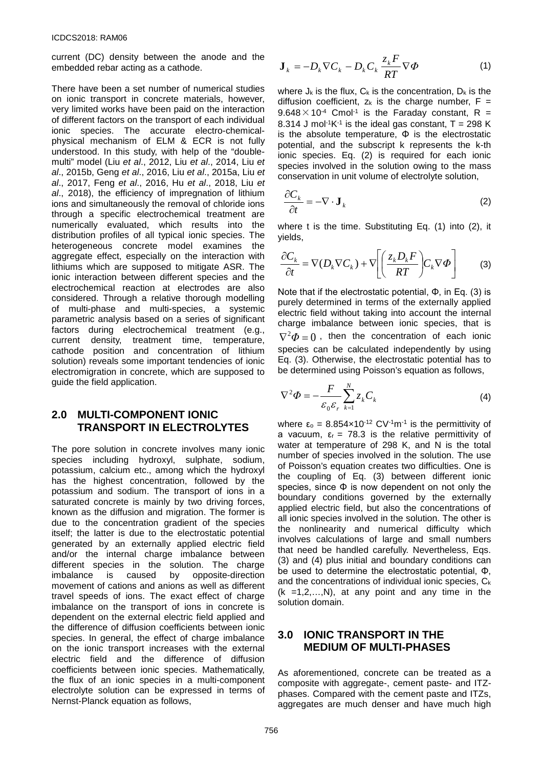current (DC) density between the anode and the embedded rebar acting as a cathode.

There have been a set number of numerical studies on ionic transport in concrete materials, however, very limited works have been paid on the interaction of different factors on the transport of each individual ionic species. The accurate electro-chemical-physical mechanism of ELM & ECR is not fully understood. In this study, with help of the "double-multi" model (Liu *et al*., 2012, Liu *et al*., 2014, Liu *et al*., 2015b, Geng *et al*., 2016, Liu *et al*., 2015a, Liu *et al*., 2017, Feng *et al*., 2016, Hu *et al*., 2018, Liu *et al*., 2018), the efficiency of impregnation of lithium ions and simultaneously the removal of chloride ions through a specific electrochemical treatment are numerically evaluated, which results into the distribution profiles of all typical ionic species. The heterogeneous concrete model examines the aggregate effect, especially on the interaction with lithiums which are supposed to mitigate ASR. The ionic interaction between different species and the electrochemical reaction at electrodes are also considered. Through a relative thorough modelling of multi-phase and multi-species, a systemic parametric analysis based on a series of significant factors during electrochemical treatment (e.g., current density, treatment time, temperature, cathode position and concentration of lithium solution) reveals some important tendencies of ionic electromigration in concrete, which are supposed to guide the field application.

## 2.0 MULTI-COMPONENT IONIC TRANSPORT IN ELECTROLYTES

The pore solution in concrete involves many ionic species including hydroxyl, sulphate, sodium, potassium, calcium etc., among which the hydroxyl has the highest concentration, followed by the potassium and sodium. The transport of ions in a saturated concrete is mainly by two driving forces, known as the diffusion and migration. The former is due to the concentration gradient of the species itself; the latter is due to the electrostatic potential generated by an externally applied electric field and/or the internal charge imbalance between different species in the solution. The charge imbalance is caused by opposite-direction movement of cations and anions as well as different travel speeds of ions. The exact effect of charge imbalance on the transport of ions in concrete is dependent on the external electric field applied and the difference of diffusion coefficients between ionic species. In general, the effect of charge imbalance on the ionic transport increases with the external electric field and the difference of diffusion coefficients between ionic species. Mathematically, the flux of an ionic species in a multi-component electrolyte solution can be expressed in terms of Nernst-Planck equation as follows,

$$\mathbf{J}_k = -D_k \nabla C_k - D_k C_k \frac{z_k F}{RT} \nabla \Phi \tag{1}$$

where $J_k$ is the flux, $C_k$ is the concentration, $D_k$ is the diffusion coefficient, $z_k$ is the charge number, $F = 9.648 \times 10^{-4}$ Cmol$^{-1}$ is the Faraday constant, $R = 8.314$ J mol$^{-1}$K$^{-1}$ is the ideal gas constant, $T = 298$ K is the absolute temperature, $\Phi$ is the electrostatic potential, and the subscript k represents the k-th ionic species. Eq. (2) is required for each ionic species involved in the solution owing to the mass conservation in unit volume of electrolyte solution,

$$\frac{\partial C_k}{\partial t} = -\nabla \cdot \mathbf{J}_k \tag{2}$$

where t is the time. Substituting Eq. (1) into (2), it yields,

$$\frac{\partial C_k}{\partial t} = \nabla (D_k \nabla C_k) + \nabla \left[ \left( \frac{z_k D_k F}{RT} \right) C_k \nabla \Phi \right] \tag{3}$$

Note that if the electrostatic potential, $\Phi$, in Eq. (3) is purely determined in terms of the externally applied electric field without taking into account the internal charge imbalance between ionic species, that is $\nabla^2 \Phi = 0$, then the concentration of each ionic species can be calculated independently by using Eq. (3). Otherwise, the electrostatic potential has to be determined using Poisson's equation as follows,

$$\nabla^2 \Phi = -\frac{F}{\varepsilon_0 \varepsilon_r} \sum_{k=1}^{N} z_k C_k \tag{4}$$

where $\varepsilon_o = 8.854 \times 10^{-12}$ CV$^{-1}$m$^{-1}$ is the permittivity of a vacuum, $\varepsilon_r = 78.3$ is the relative permittivity of water at temperature of 298 K, and N is the total number of species involved in the solution. The use of Poisson's equation creates two difficulties. One is the coupling of Eq. (3) between different ionic species, since $\Phi$ is now dependent on not only the boundary conditions governed by the externally applied electric field, but also the concentrations of all ionic species involved in the solution. The other is the nonlinearity and numerical difficulty which involves calculations of large and small numbers that need be handled carefully. Nevertheless, Eqs. (3) and (4) plus initial and boundary conditions can be used to determine the electrostatic potential, $\Phi$, and the concentrations of individual ionic species, $C_k$ ($k = 1,2,\ldots,N$), at any point and any time in the solution domain.

## 3.0 IONIC TRANSPORT IN THE MEDIUM OF MULTI-PHASES

As aforementioned, concrete can be treated as a composite with aggregate-, cement paste- and ITZ-phases. Compared with the cement paste and ITZs, aggregates are much denser and have much high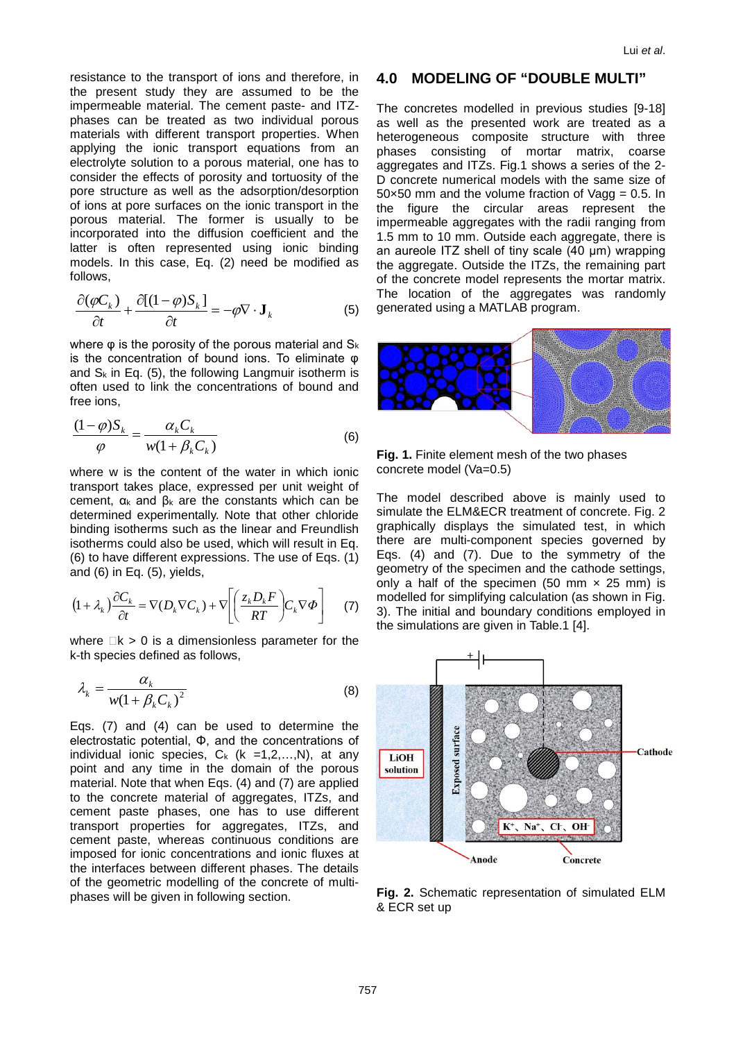resistance to the transport of ions and therefore, in the present study they are assumed to be the impermeable material. The cement paste- and ITZ-phases can be treated as two individual porous materials with different transport properties. When applying the ionic transport equations from an electrolyte solution to a porous material, one has to consider the effects of porosity and tortuosity of the pore structure as well as the adsorption/desorption of ions at pore surfaces on the ionic transport in the porous material. The former is usually to be incorporated into the diffusion coefficient and the latter is often represented using ionic binding models. In this case, Eq. (2) need be modified as follows,

$$\frac{\partial(\varphi C_k)}{\partial t}+\frac{\partial[(1-\varphi)S_k]}{\partial t}=-\varphi\nabla\cdot\mathbf{J}_k \tag{5}$$

where φ is the porosity of the porous material and $S_k$ is the concentration of bound ions. To eliminate φ and $S_k$ in Eq. (5), the following Langmuir isotherm is often used to link the concentrations of bound and free ions,

$$\frac{(1-\varphi)S_k}{\varphi}=\frac{\alpha_k C_k}{w(1+\beta_k C_k)} \tag{6}$$

where w is the content of the water in which ionic transport takes place, expressed per unit weight of cement, $\alpha_k$ and $\beta_k$ are the constants which can be determined experimentally. Note that other chloride binding isotherms such as the linear and Freundlish isotherms could also be used, which will result in Eq. (6) to have different expressions. The use of Eqs. (1) and (6) in Eq. (5), yields,

$$(1+\lambda_k)\frac{\partial C_k}{\partial t}=\nabla(D_k\nabla C_k)+\nabla\left[\left(\frac{z_k D_k F}{RT}\right)C_k\nabla\Phi\right] \tag{7}$$

where $\lambda_k > 0$ is a dimensionless parameter for the k-th species defined as follows,

$$\lambda_k=\frac{\alpha_k}{w(1+\beta_k C_k)^2} \tag{8}$$

Eqs. (7) and (4) can be used to determine the electrostatic potential, Φ, and the concentrations of individual ionic species, $C_k$ (k =1,2,…,N), at any point and any time in the domain of the porous material. Note that when Eqs. (4) and (7) are applied to the concrete material of aggregates, ITZs, and cement paste phases, one has to use different transport properties for aggregates, ITZs, and cement paste, whereas continuous conditions are imposed for ionic concentrations and ionic fluxes at the interfaces between different phases. The details of the geometric modelling of the concrete of multi-phases will be given in following section.

## 4.0 MODELING OF "DOUBLE MULTI"

The concretes modelled in previous studies [9-18] as well as the presented work are treated as a heterogeneous composite structure with three phases consisting of mortar matrix, coarse aggregates and ITZs. Fig.1 shows a series of the 2-D concrete numerical models with the same size of 50×50 mm and the volume fraction of Vagg = 0.5. In the figure the circular areas represent the impermeable aggregates with the radii ranging from 1.5 mm to 10 mm. Outside each aggregate, there is an aureole ITZ shell of tiny scale (40 μm) wrapping the aggregate. Outside the ITZs, the remaining part of the concrete model represents the mortar matrix. The location of the aggregates was randomly generated using a MATLAB program.

**Fig. 1.** Finite element mesh of the two phases concrete model (Va=0.5)

The model described above is mainly used to simulate the ELM&ECR treatment of concrete. Fig. 2 graphically displays the simulated test, in which there are multi-component species governed by Eqs. (4) and (7). Due to the symmetry of the geometry of the specimen and the cathode settings, only a half of the specimen (50 mm × 25 mm) is modelled for simplifying calculation (as shown in Fig. 3). The initial and boundary conditions employed in the simulations are given in Table.1 [4].

**Fig. 2.** Schematic representation of simulated ELM & ECR set up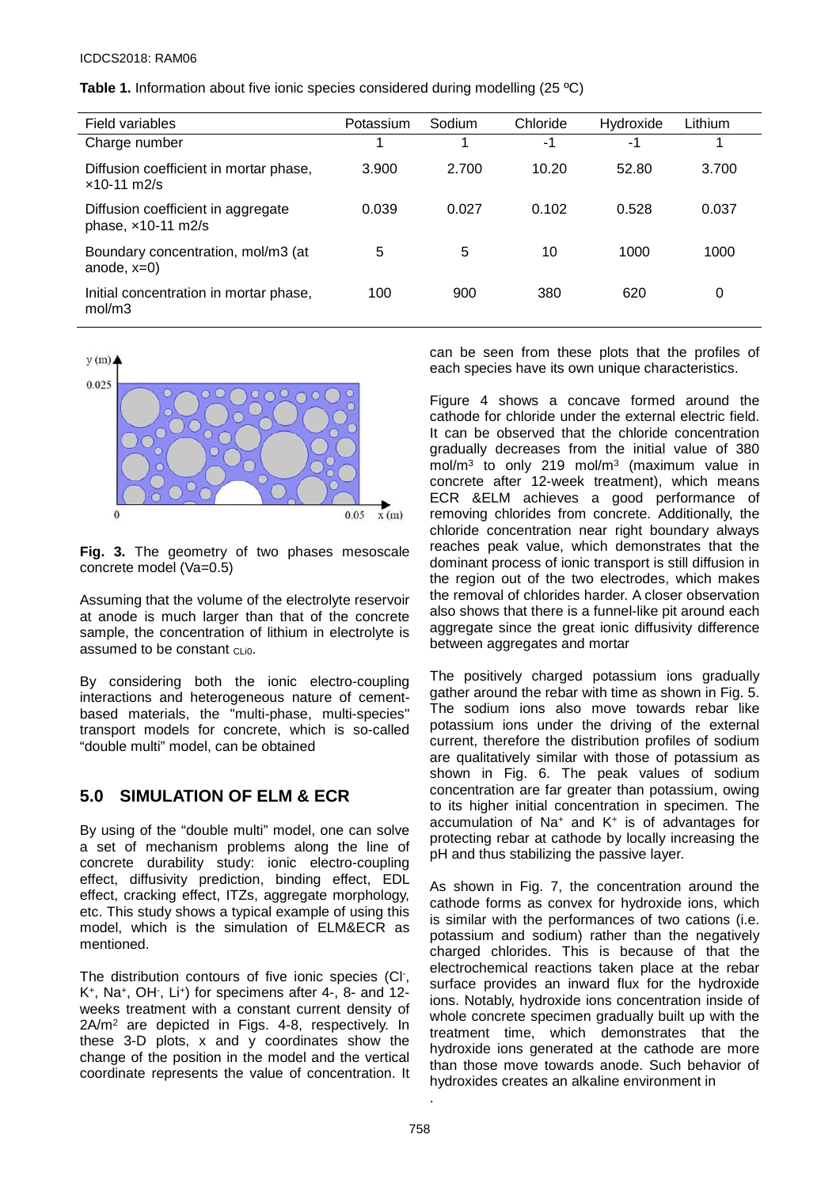**Table 1.** Information about five ionic species considered during modelling (25 ºC)

| Field variables | Potassium | Sodium | Chloride | Hydroxide | Lithium |
|---|---|---|---|---|---|
| Charge number | 1 | 1 | -1 | -1 | 1 |
| Diffusion coefficient in mortar phase, ×10-11 m2/s | 3.900 | 2.700 | 10.20 | 52.80 | 3.700 |
| Diffusion coefficient in aggregate phase, ×10-11 m2/s | 0.039 | 0.027 | 0.102 | 0.528 | 0.037 |
| Boundary concentration, mol/m3 (at anode, x=0) | 5 | 5 | 10 | 1000 | 1000 |
| Initial concentration in mortar phase, mol/m3 | 100 | 900 | 380 | 620 | 0 |

**Fig. 3.** The geometry of two phases mesoscale concrete model (Va=0.5)

Assuming that the volume of the electrolyte reservoir at anode is much larger than that of the concrete sample, the concentration of lithium in electrolyte is assumed to be constant $c_{Li0}$.

By considering both the ionic electro-coupling interactions and heterogeneous nature of cement-based materials, the "multi-phase, multi-species" transport models for concrete, which is so-called "double multi" model, can be obtained

## 5.0 SIMULATION OF ELM & ECR

By using of the "double multi" model, one can solve a set of mechanism problems along the line of concrete durability study: ionic electro-coupling effect, diffusivity prediction, binding effect, EDL effect, cracking effect, ITZs, aggregate morphology, etc. This study shows a typical example of using this model, which is the simulation of ELM&ECR as mentioned.

The distribution contours of five ionic species ($Cl^-$, $K^+$, $Na^+$, $OH^-$, $Li^+$) for specimens after 4-, 8- and 12-weeks treatment with a constant current density of 2A/m$^2$ are depicted in Figs. 4-8, respectively. In these 3-D plots, x and y coordinates show the change of the position in the model and the vertical coordinate represents the value of concentration. It can be seen from these plots that the profiles of each species have its own unique characteristics.

Figure 4 shows a concave formed around the cathode for chloride under the external electric field. It can be observed that the chloride concentration gradually decreases from the initial value of 380 mol/m$^3$ to only 219 mol/m$^3$ (maximum value in concrete after 12-week treatment), which means ECR &ELM achieves a good performance of removing chlorides from concrete. Additionally, the chloride concentration near right boundary always reaches peak value, which demonstrates that the dominant process of ionic transport is still diffusion in the region out of the two electrodes, which makes the removal of chlorides harder. A closer observation also shows that there is a funnel-like pit around each aggregate since the great ionic diffusivity difference between aggregates and mortar

The positively charged potassium ions gradually gather around the rebar with time as shown in Fig. 5. The sodium ions also move towards rebar like potassium ions under the driving of the external current, therefore the distribution profiles of sodium are qualitatively similar with those of potassium as shown in Fig. 6. The peak values of sodium concentration are far greater than potassium, owing to its higher initial concentration in specimen. The accumulation of $Na^+$ and $K^+$ is of advantages for protecting rebar at cathode by locally increasing the pH and thus stabilizing the passive layer.

As shown in Fig. 7, the concentration around the cathode forms as convex for hydroxide ions, which is similar with the performances of two cations (i.e. potassium and sodium) rather than the negatively charged chlorides. This is because of that the electrochemical reactions taken place at the rebar surface provides an inward flux for the hydroxide ions. Notably, hydroxide ions concentration inside of whole concrete specimen gradually built up with the treatment time, which demonstrates that the hydroxide ions generated at the cathode are more than those move towards anode. Such behavior of hydroxides creates an alkaline environment in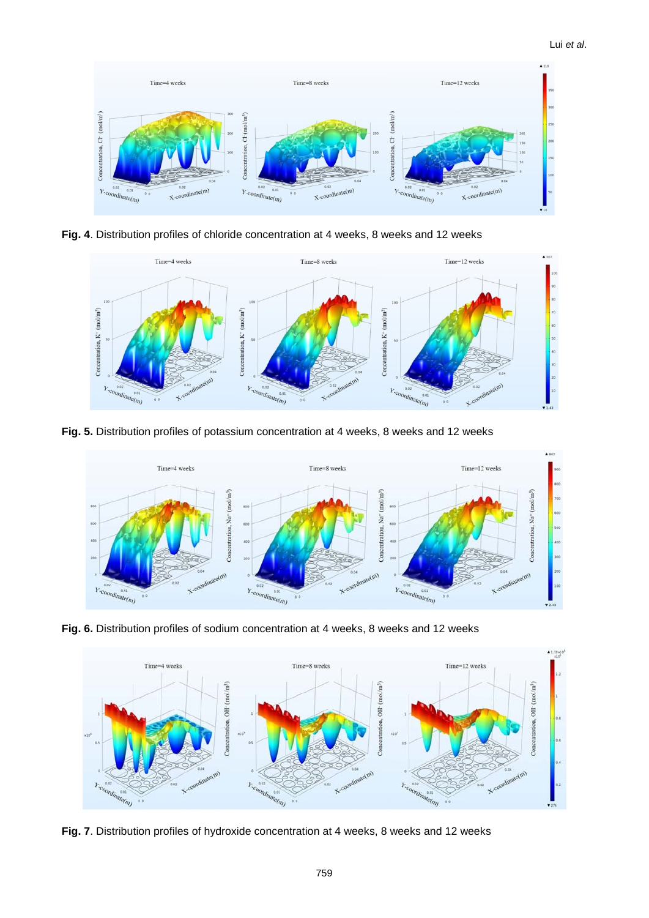**Fig. 4**. Distribution profiles of chloride concentration at 4 weeks, 8 weeks and 12 weeks

**Fig. 5.** Distribution profiles of potassium concentration at 4 weeks, 8 weeks and 12 weeks

**Fig. 6.** Distribution profiles of sodium concentration at 4 weeks, 8 weeks and 12 weeks

**Fig. 7**. Distribution profiles of hydroxide concentration at 4 weeks, 8 weeks and 12 weeks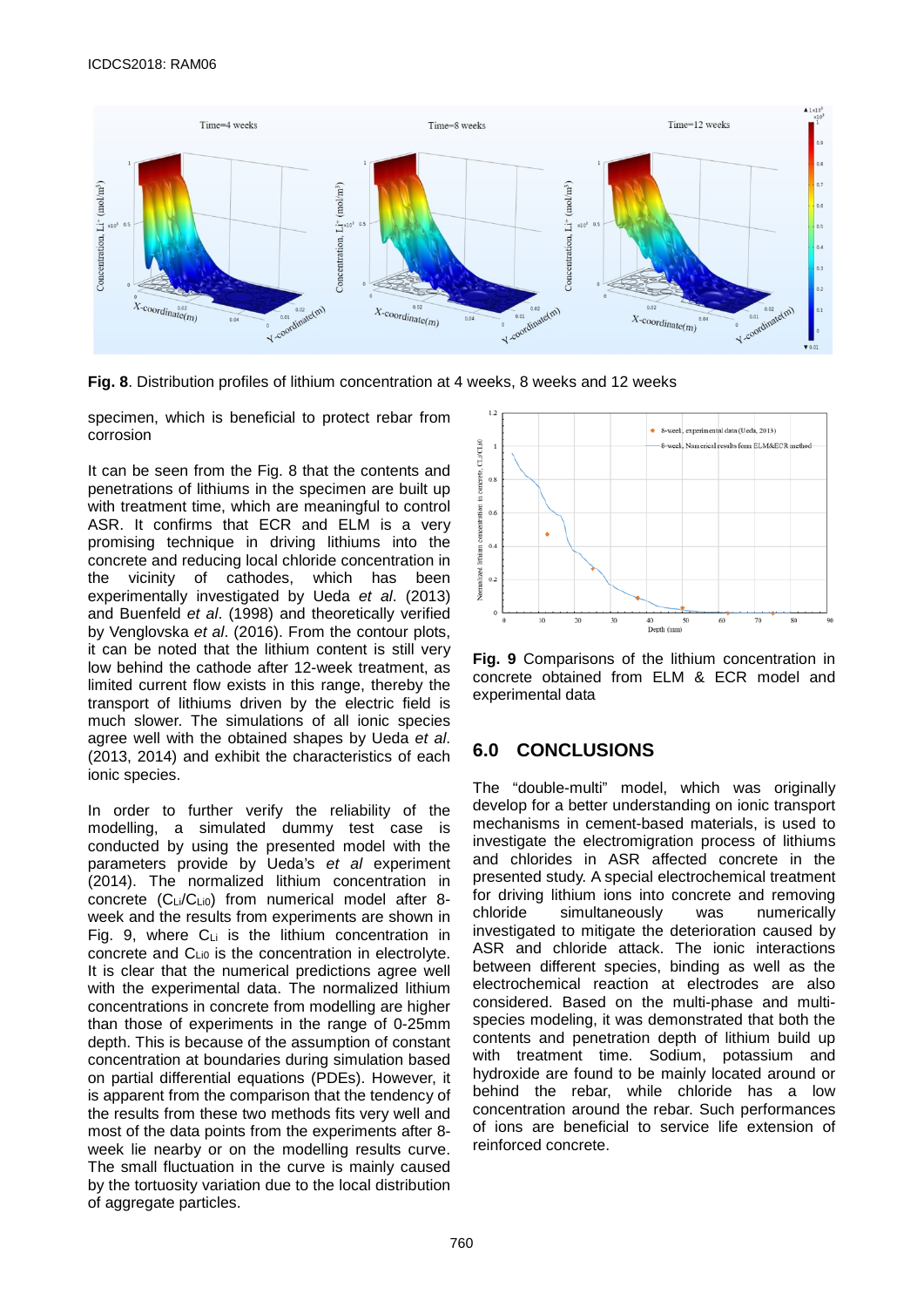**Fig. 8**. Distribution profiles of lithium concentration at 4 weeks, 8 weeks and 12 weeks

specimen, which is beneficial to protect rebar from corrosion

It can be seen from the Fig. 8 that the contents and penetrations of lithiums in the specimen are built up with treatment time, which are meaningful to control ASR. It confirms that ECR and ELM is a very promising technique in driving lithiums into the concrete and reducing local chloride concentration in the vicinity of cathodes, which has been experimentally investigated by Ueda *et al*. (2013) and Buenfeld *et al*. (1998) and theoretically verified by Venglovska *et al*. (2016). From the contour plots, it can be noted that the lithium content is still very low behind the cathode after 12-week treatment, as limited current flow exists in this range, thereby the transport of lithiums driven by the electric field is much slower. The simulations of all ionic species agree well with the obtained shapes by Ueda *et al*. (2013, 2014) and exhibit the characteristics of each ionic species.

In order to further verify the reliability of the modelling, a simulated dummy test case is conducted by using the presented model with the parameters provide by Ueda's *et al* experiment (2014). The normalized lithium concentration in concrete ($C_{Li}/C_{Li0}$) from numerical model after 8-week and the results from experiments are shown in Fig. 9, where $C_{Li}$ is the lithium concentration in concrete and $C_{Li0}$ is the concentration in electrolyte. It is clear that the numerical predictions agree well with the experimental data. The normalized lithium concentrations in concrete from modelling are higher than those of experiments in the range of 0-25mm depth. This is because of the assumption of constant concentration at boundaries during simulation based on partial differential equations (PDEs). However, it is apparent from the comparison that the tendency of the results from these two methods fits very well and most of the data points from the experiments after 8-week lie nearby or on the modelling results curve. The small fluctuation in the curve is mainly caused by the tortuosity variation due to the local distribution of aggregate particles.

**Fig. 9** Comparisons of the lithium concentration in concrete obtained from ELM & ECR model and experimental data

## 6.0 CONCLUSIONS

The "double-multi" model, which was originally develop for a better understanding on ionic transport mechanisms in cement-based materials, is used to investigate the electromigration process of lithiums and chlorides in ASR affected concrete in the presented study. A special electrochemical treatment for driving lithium ions into concrete and removing chloride simultaneously was numerically investigated to mitigate the deterioration caused by ASR and chloride attack. The ionic interactions between different species, binding as well as the electrochemical reaction at electrodes are also considered. Based on the multi-phase and multi-species modeling, it was demonstrated that both the contents and penetration depth of lithium build up with treatment time. Sodium, potassium and hydroxide are found to be mainly located around or behind the rebar, while chloride has a low concentration around the rebar. Such performances of ions are beneficial to service life extension of reinforced concrete.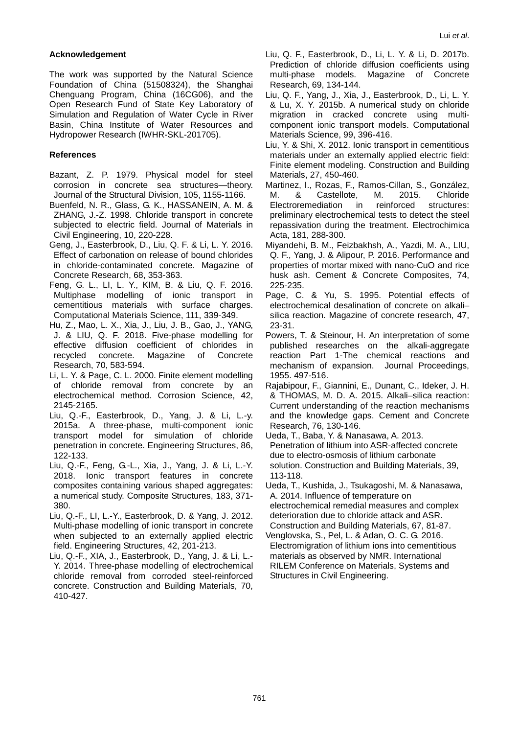## Acknowledgement

The work was supported by the Natural Science Foundation of China (51508324), the Shanghai Chenguang Program, China (16CG06), and the Open Research Fund of State Key Laboratory of Simulation and Regulation of Water Cycle in River Basin, China Institute of Water Resources and Hydropower Research (IWHR-SKL-201705).

## References

Bazant, Z. P. 1979. Physical model for steel corrosion in concrete sea structures—theory. Journal of the Structural Division, 105, 1155-1166.

Buenfeld, N. R., Glass, G. K., HASSANEIN, A. M. & ZHANG, J.-Z. 1998. Chloride transport in concrete subjected to electric field. Journal of Materials in Civil Engineering, 10, 220-228.

Geng, J., Easterbrook, D., Liu, Q. F. & Li, L. Y. 2016. Effect of carbonation on release of bound chlorides in chloride-contaminated concrete. Magazine of Concrete Research, 68, 353-363.

Feng, G. L., LI, L. Y., KIM, B. & Liu, Q. F. 2016. Multiphase modelling of ionic transport in cementitious materials with surface charges. Computational Materials Science, 111, 339-349.

Hu, Z., Mao, L. X., Xia, J., Liu, J. B., Gao, J., YANG, J. & LIU, Q. F. 2018. Five-phase modelling for effective diffusion coefficient of chlorides in recycled concrete. Magazine of Concrete Research, 70, 583-594.

Li, L. Y. & Page, C. L. 2000. Finite element modelling of chloride removal from concrete by an electrochemical method. Corrosion Science, 42, 2145-2165.

Liu, Q.-F., Easterbrook, D., Yang, J. & Li, L.-y. 2015a. A three-phase, multi-component ionic transport model for simulation of chloride penetration in concrete. Engineering Structures, 86, 122-133.

Liu, Q.-F., Feng, G.-L., Xia, J., Yang, J. & Li, L.-Y. 2018. Ionic transport features in concrete composites containing various shaped aggregates: a numerical study. Composite Structures, 183, 371-380.

Liu, Q.-F., LI, L.-Y., Easterbrook, D. & Yang, J. 2012. Multi-phase modelling of ionic transport in concrete when subjected to an externally applied electric field. Engineering Structures, 42, 201-213.

Liu, Q.-F., XIA, J., Easterbrook, D., Yang, J. & Li, L.-Y. 2014. Three-phase modelling of electrochemical chloride removal from corroded steel-reinforced concrete. Construction and Building Materials, 70, 410-427.

Liu, Q. F., Easterbrook, D., Li, L. Y. & Li, D. 2017b. Prediction of chloride diffusion coefficients using multi-phase models. Magazine of Concrete Research, 69, 134-144.

Liu, Q. F., Yang, J., Xia, J., Easterbrook, D., Li, L. Y. & Lu, X. Y. 2015b. A numerical study on chloride migration in cracked concrete using multi-component ionic transport models. Computational Materials Science, 99, 396-416.

Liu, Y. & Shi, X. 2012. Ionic transport in cementitious materials under an externally applied electric field: Finite element modeling. Construction and Building Materials, 27, 450-460.

Martinez, I., Rozas, F., Ramos-Cillan, S., González, M. & Castellote, M. 2015. Chloride Electroremediation in reinforced structures: preliminary electrochemical tests to detect the steel repassivation during the treatment. Electrochimica Acta, 181, 288-300.

Miyandehi, B. M., Feizbakhsh, A., Yazdi, M. A., LIU, Q. F., Yang, J. & Alipour, P. 2016. Performance and properties of mortar mixed with nano-CuO and rice husk ash. Cement & Concrete Composites, 74, 225-235.

Page, C. & Yu, S. 1995. Potential effects of electrochemical desalination of concrete on alkali–silica reaction. Magazine of concrete research, 47, 23-31.

Powers, T. & Steinour, H. An interpretation of some published researches on the alkali-aggregate reaction Part 1-The chemical reactions and mechanism of expansion. Journal Proceedings, 1955. 497-516.

Rajabipour, F., Giannini, E., Dunant, C., Ideker, J. H. & THOMAS, M. D. A. 2015. Alkali–silica reaction: Current understanding of the reaction mechanisms and the knowledge gaps. Cement and Concrete Research, 76, 130-146.

Ueda, T., Baba, Y. & Nanasawa, A. 2013. Penetration of lithium into ASR-affected concrete due to electro-osmosis of lithium carbonate solution. Construction and Building Materials, 39, 113-118.

Ueda, T., Kushida, J., Tsukagoshi, M. & Nanasawa, A. 2014. Influence of temperature on electrochemical remedial measures and complex deterioration due to chloride attack and ASR. Construction and Building Materials, 67, 81-87.

Venglovska, S., Pel, L. & Adan, O. C. G. 2016. Electromigration of lithium ions into cementitious materials as observed by NMR. International RILEM Conference on Materials, Systems and Structures in Civil Engineering.